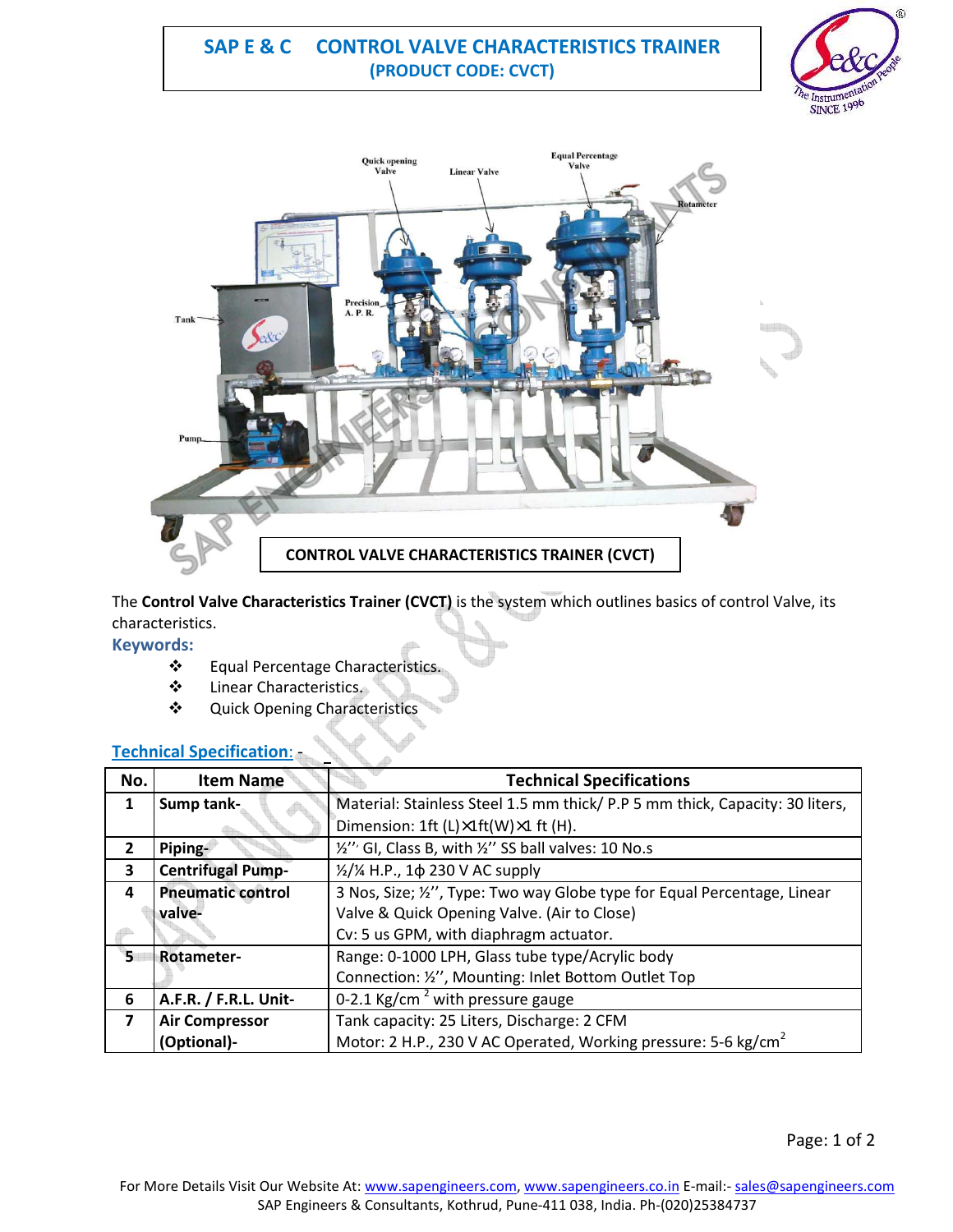# SAP E & C CONTROL VALVE CHARACTERISTICS TRAINER
## (PRODUCT CODE: CVCT)

CONTROL VALVE CHARACTERISTICS TRAINER (CVCT)

The **Control Valve Characteristics Trainer (CVCT)** is the system which outlines basics of control Valve, its characteristics.

**Keywords:**

- Equal Percentage Characteristics.
- Linear Characteristics.
- Quick Opening Characteristics

**Technical Specification: -**

| No. | Item Name | Technical Specifications |
|---|---|---|
| 1 | **Sump tank-** | Material: Stainless Steel 1.5 mm thick/ P.P 5 mm thick, Capacity: 30 liters, Dimension: 1ft (L)×1ft(W)×1 ft (H). |
| 2 | **Piping-** | ½'' GI, Class B, with ½'' SS ball valves: 10 No.s |
| 3 | **Centrifugal Pump-** | ½/¼ H.P., 1ϕ 230 V AC supply |
| 4 | **Pneumatic control valve-** | 3 Nos, Size; ½'', Type: Two way Globe type for Equal Percentage, Linear Valve & Quick Opening Valve. (Air to Close) Cv: 5 us GPM, with diaphragm actuator. |
| 5 | **Rotameter-** | Range: 0-1000 LPH, Glass tube type/Acrylic body Connection: ½'', Mounting: Inlet Bottom Outlet Top |
| 6 | **A.F.R. / F.R.L. Unit-** | 0-2.1 Kg/cm $^2$ with pressure gauge |
| 7 | **Air Compressor (Optional)-** | Tank capacity: 25 Liters, Discharge: 2 CFM Motor: 2 H.P., 230 V AC Operated, Working pressure: 5-6 kg/cm$^2$ |

For More Details Visit Our Website At: www.sapengineers.com, www.sapengineers.co.in E-mail:- sales@sapengineers.com
SAP Engineers & Consultants, Kothrud, Pune-411 038, India. Ph-(020)25384737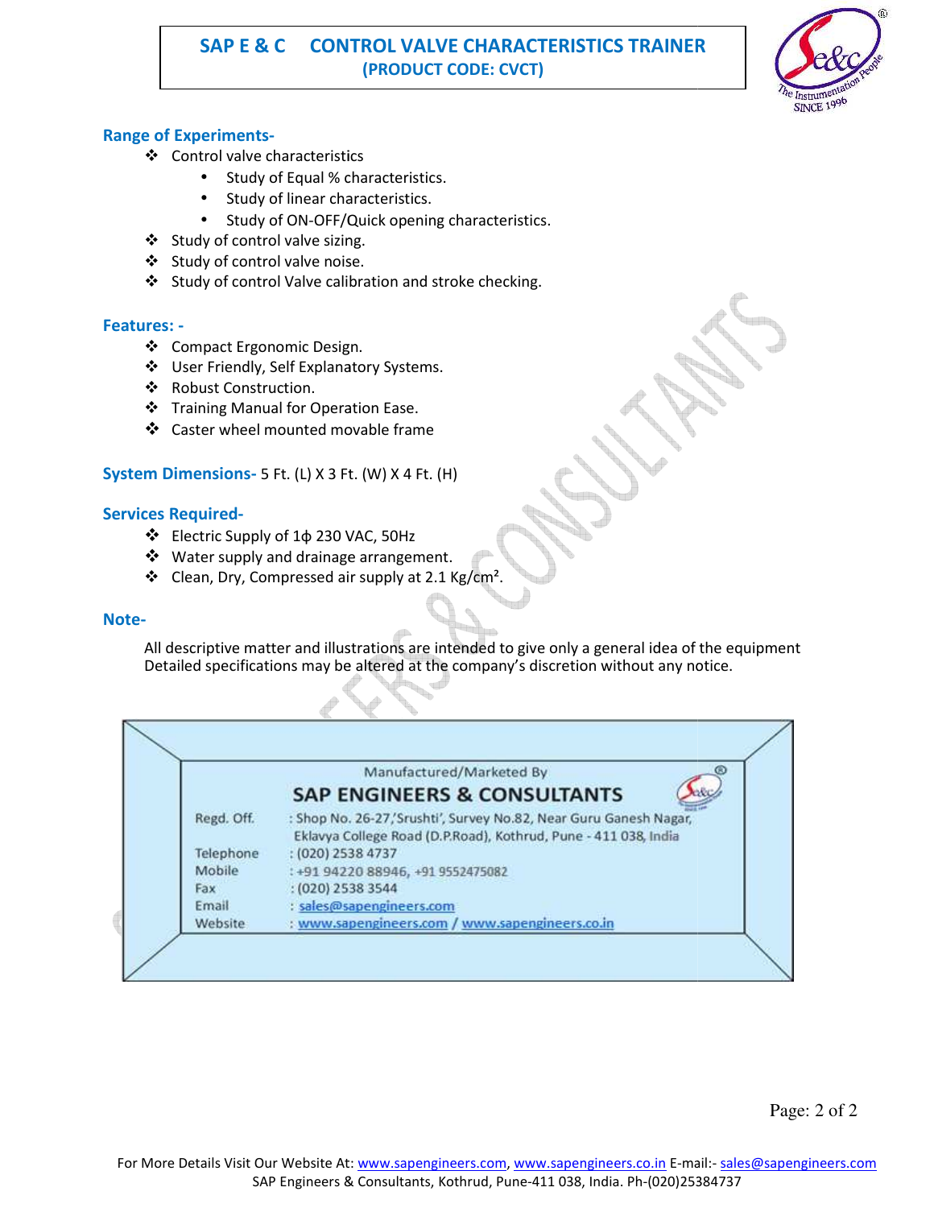# SAP E & C CONTROL VALVE CHARACTERISTICS TRAINER (PRODUCT CODE: CVCT)

## Range of Experiments-

- Control valve characteristics
  - Study of Equal % characteristics.
  - Study of linear characteristics.
  - Study of ON-OFF/Quick opening characteristics.
- Study of control valve sizing.
- Study of control valve noise.
- Study of control Valve calibration and stroke checking.

## Features: -

- Compact Ergonomic Design.
- User Friendly, Self Explanatory Systems.
- Robust Construction.
- Training Manual for Operation Ease.
- Caster wheel mounted movable frame

**System Dimensions-** 5 Ft. (L) X 3 Ft. (W) X 4 Ft. (H)

## Services Required-

- Electric Supply of 1ϕ 230 VAC, 50Hz
- Water supply and drainage arrangement.
- Clean, Dry, Compressed air supply at 2.1 Kg/cm².

## Note-

All descriptive matter and illustrations are intended to give only a general idea of the equipment Detailed specifications may be altered at the company's discretion without any notice.

Manufactured/Marketed By

**SAP ENGINEERS & CONSULTANTS**

| | |
|---|---|
| Regd. Off. | : Shop No. 26-27,'Srushti', Survey No.82, Near Guru Ganesh Nagar, Eklavya College Road (D.P.Road), Kothrud, Pune - 411 038, India |
| Telephone | : (020) 2538 4737 |
| Mobile | : +91 94220 88946, +91 9552475082 |
| Fax | : (020) 2538 3544 |
| Email | : sales@sapengineers.com |
| Website | : www.sapengineers.com / www.sapengineers.co.in |

For More Details Visit Our Website At: www.sapengineers.com, www.sapengineers.co.in E-mail:- sales@sapengineers.com
SAP Engineers & Consultants, Kothrud, Pune-411 038, India. Ph-(020)25384737